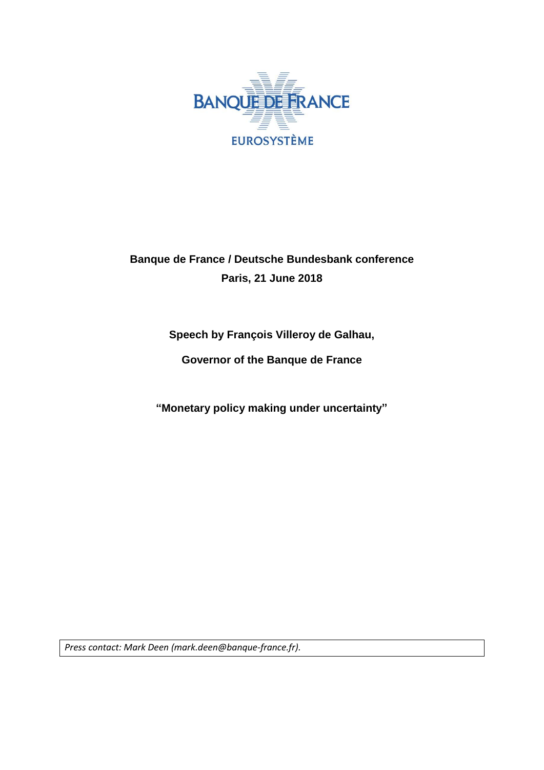BANQUE DE FRANCE

EUROSYSTÈME

**Banque de France / Deutsche Bundesbank conference**

**Paris, 21 June 2018**

**Speech by François Villeroy de Galhau,**

**Governor of the Banque de France**

**"Monetary policy making under uncertainty"**

*Press contact: Mark Deen (mark.deen@banque-france.fr).*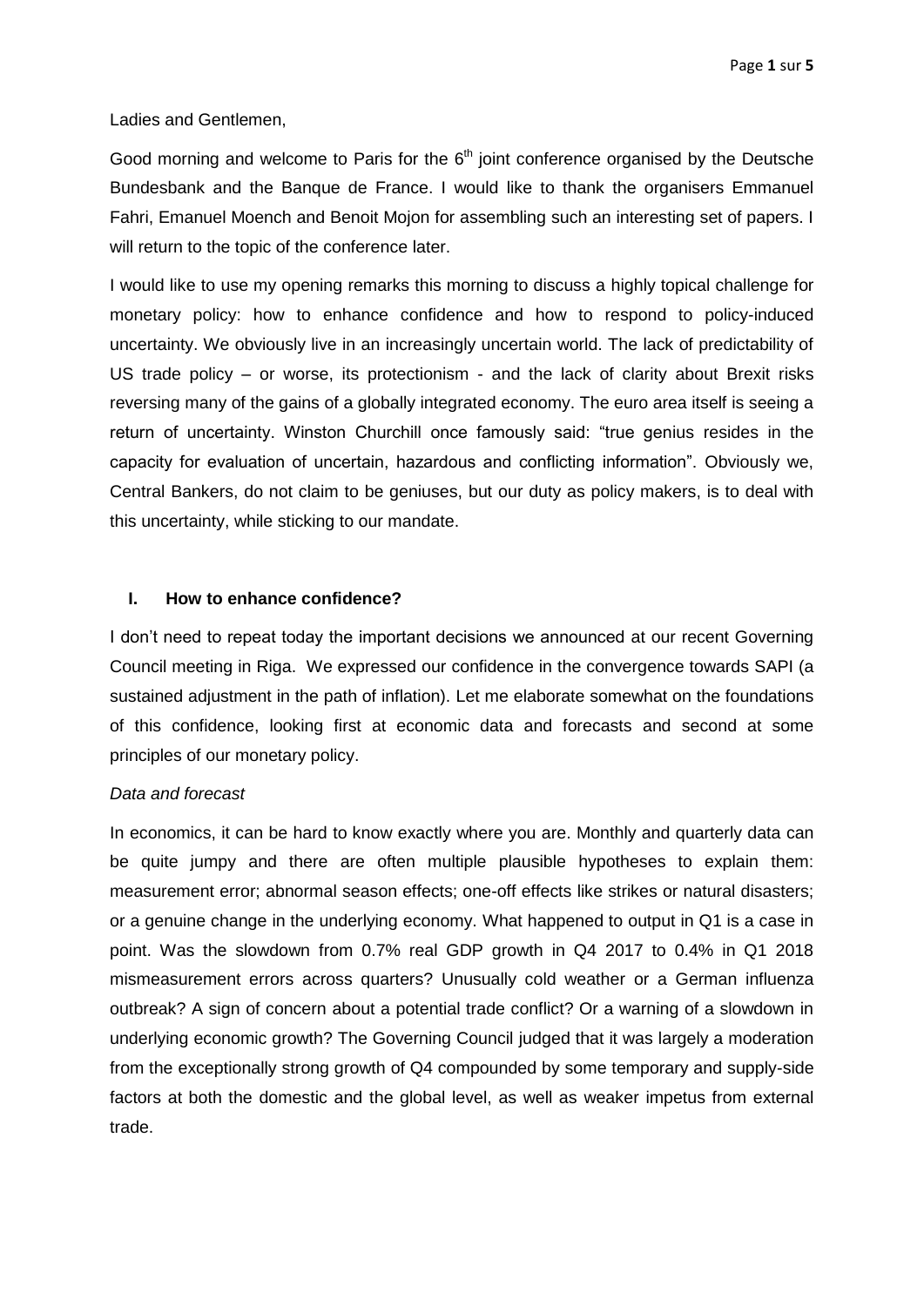Ladies and Gentlemen,

Good morning and welcome to Paris for the 6th joint conference organised by the Deutsche Bundesbank and the Banque de France. I would like to thank the organisers Emmanuel Fahri, Emanuel Moench and Benoit Mojon for assembling such an interesting set of papers. I will return to the topic of the conference later.

I would like to use my opening remarks this morning to discuss a highly topical challenge for monetary policy: how to enhance confidence and how to respond to policy-induced uncertainty. We obviously live in an increasingly uncertain world. The lack of predictability of US trade policy – or worse, its protectionism - and the lack of clarity about Brexit risks reversing many of the gains of a globally integrated economy. The euro area itself is seeing a return of uncertainty. Winston Churchill once famously said: "true genius resides in the capacity for evaluation of uncertain, hazardous and conflicting information". Obviously we, Central Bankers, do not claim to be geniuses, but our duty as policy makers, is to deal with this uncertainty, while sticking to our mandate.

## I. How to enhance confidence?

I don't need to repeat today the important decisions we announced at our recent Governing Council meeting in Riga. We expressed our confidence in the convergence towards SAPI (a sustained adjustment in the path of inflation). Let me elaborate somewhat on the foundations of this confidence, looking first at economic data and forecasts and second at some principles of our monetary policy.

*Data and forecast*

In economics, it can be hard to know exactly where you are. Monthly and quarterly data can be quite jumpy and there are often multiple plausible hypotheses to explain them: measurement error; abnormal season effects; one-off effects like strikes or natural disasters; or a genuine change in the underlying economy. What happened to output in Q1 is a case in point. Was the slowdown from 0.7% real GDP growth in Q4 2017 to 0.4% in Q1 2018 mismeasurement errors across quarters? Unusually cold weather or a German influenza outbreak? A sign of concern about a potential trade conflict? Or a warning of a slowdown in underlying economic growth? The Governing Council judged that it was largely a moderation from the exceptionally strong growth of Q4 compounded by some temporary and supply-side factors at both the domestic and the global level, as well as weaker impetus from external trade.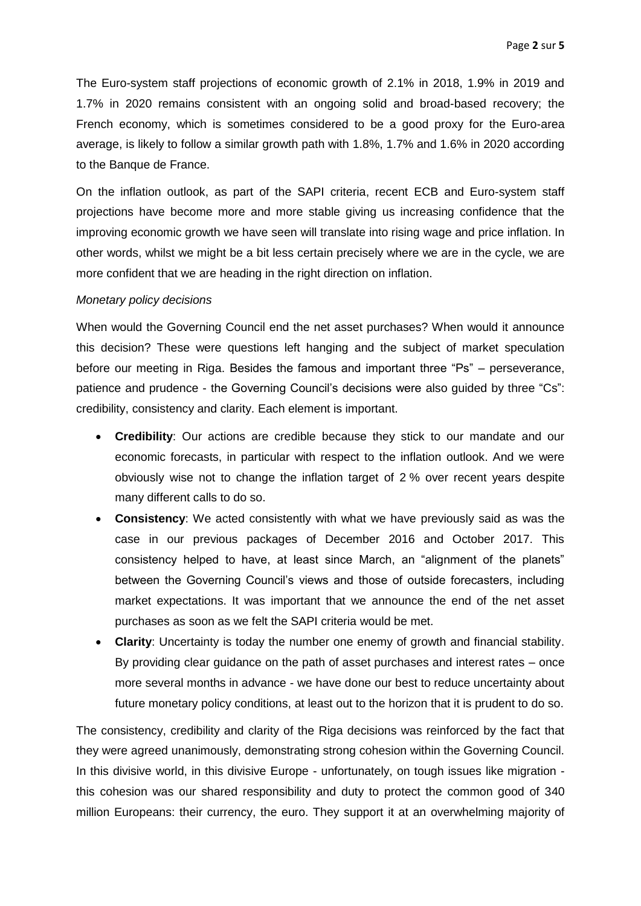The Euro-system staff projections of economic growth of 2.1% in 2018, 1.9% in 2019 and 1.7% in 2020 remains consistent with an ongoing solid and broad-based recovery; the French economy, which is sometimes considered to be a good proxy for the Euro-area average, is likely to follow a similar growth path with 1.8%, 1.7% and 1.6% in 2020 according to the Banque de France.

On the inflation outlook, as part of the SAPI criteria, recent ECB and Euro-system staff projections have become more and more stable giving us increasing confidence that the improving economic growth we have seen will translate into rising wage and price inflation. In other words, whilst we might be a bit less certain precisely where we are in the cycle, we are more confident that we are heading in the right direction on inflation.

*Monetary policy decisions*

When would the Governing Council end the net asset purchases? When would it announce this decision? These were questions left hanging and the subject of market speculation before our meeting in Riga. Besides the famous and important three "Ps" – perseverance, patience and prudence - the Governing Council's decisions were also guided by three "Cs": credibility, consistency and clarity. Each element is important.

- **Credibility**: Our actions are credible because they stick to our mandate and our economic forecasts, in particular with respect to the inflation outlook. And we were obviously wise not to change the inflation target of 2 % over recent years despite many different calls to do so.
- **Consistency**: We acted consistently with what we have previously said as was the case in our previous packages of December 2016 and October 2017. This consistency helped to have, at least since March, an "alignment of the planets" between the Governing Council's views and those of outside forecasters, including market expectations. It was important that we announce the end of the net asset purchases as soon as we felt the SAPI criteria would be met.
- **Clarity**: Uncertainty is today the number one enemy of growth and financial stability. By providing clear guidance on the path of asset purchases and interest rates – once more several months in advance - we have done our best to reduce uncertainty about future monetary policy conditions, at least out to the horizon that it is prudent to do so.

The consistency, credibility and clarity of the Riga decisions was reinforced by the fact that they were agreed unanimously, demonstrating strong cohesion within the Governing Council. In this divisive world, in this divisive Europe - unfortunately, on tough issues like migration - this cohesion was our shared responsibility and duty to protect the common good of 340 million Europeans: their currency, the euro. They support it at an overwhelming majority of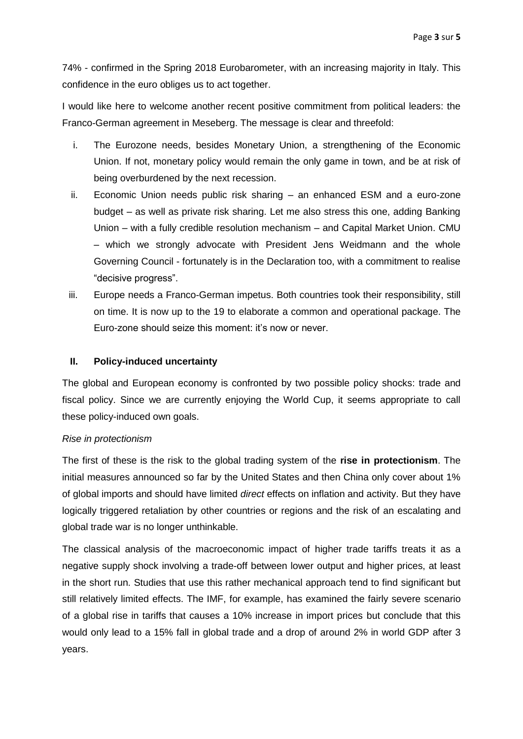74% - confirmed in the Spring 2018 Eurobarometer, with an increasing majority in Italy. This confidence in the euro obliges us to act together.

I would like here to welcome another recent positive commitment from political leaders: the Franco-German agreement in Meseberg. The message is clear and threefold:

i. The Eurozone needs, besides Monetary Union, a strengthening of the Economic Union. If not, monetary policy would remain the only game in town, and be at risk of being overburdened by the next recession.
ii. Economic Union needs public risk sharing – an enhanced ESM and a euro-zone budget – as well as private risk sharing. Let me also stress this one, adding Banking Union – with a fully credible resolution mechanism – and Capital Market Union. CMU – which we strongly advocate with President Jens Weidmann and the whole Governing Council - fortunately is in the Declaration too, with a commitment to realise "decisive progress".
iii. Europe needs a Franco-German impetus. Both countries took their responsibility, still on time. It is now up to the 19 to elaborate a common and operational package. The Euro-zone should seize this moment: it's now or never.

## II. Policy-induced uncertainty

The global and European economy is confronted by two possible policy shocks: trade and fiscal policy. Since we are currently enjoying the World Cup, it seems appropriate to call these policy-induced own goals.

*Rise in protectionism*

The first of these is the risk to the global trading system of the **rise in protectionism**. The initial measures announced so far by the United States and then China only cover about 1% of global imports and should have limited *direct* effects on inflation and activity. But they have logically triggered retaliation by other countries or regions and the risk of an escalating and global trade war is no longer unthinkable.

The classical analysis of the macroeconomic impact of higher trade tariffs treats it as a negative supply shock involving a trade-off between lower output and higher prices, at least in the short run. Studies that use this rather mechanical approach tend to find significant but still relatively limited effects. The IMF, for example, has examined the fairly severe scenario of a global rise in tariffs that causes a 10% increase in import prices but conclude that this would only lead to a 15% fall in global trade and a drop of around 2% in world GDP after 3 years.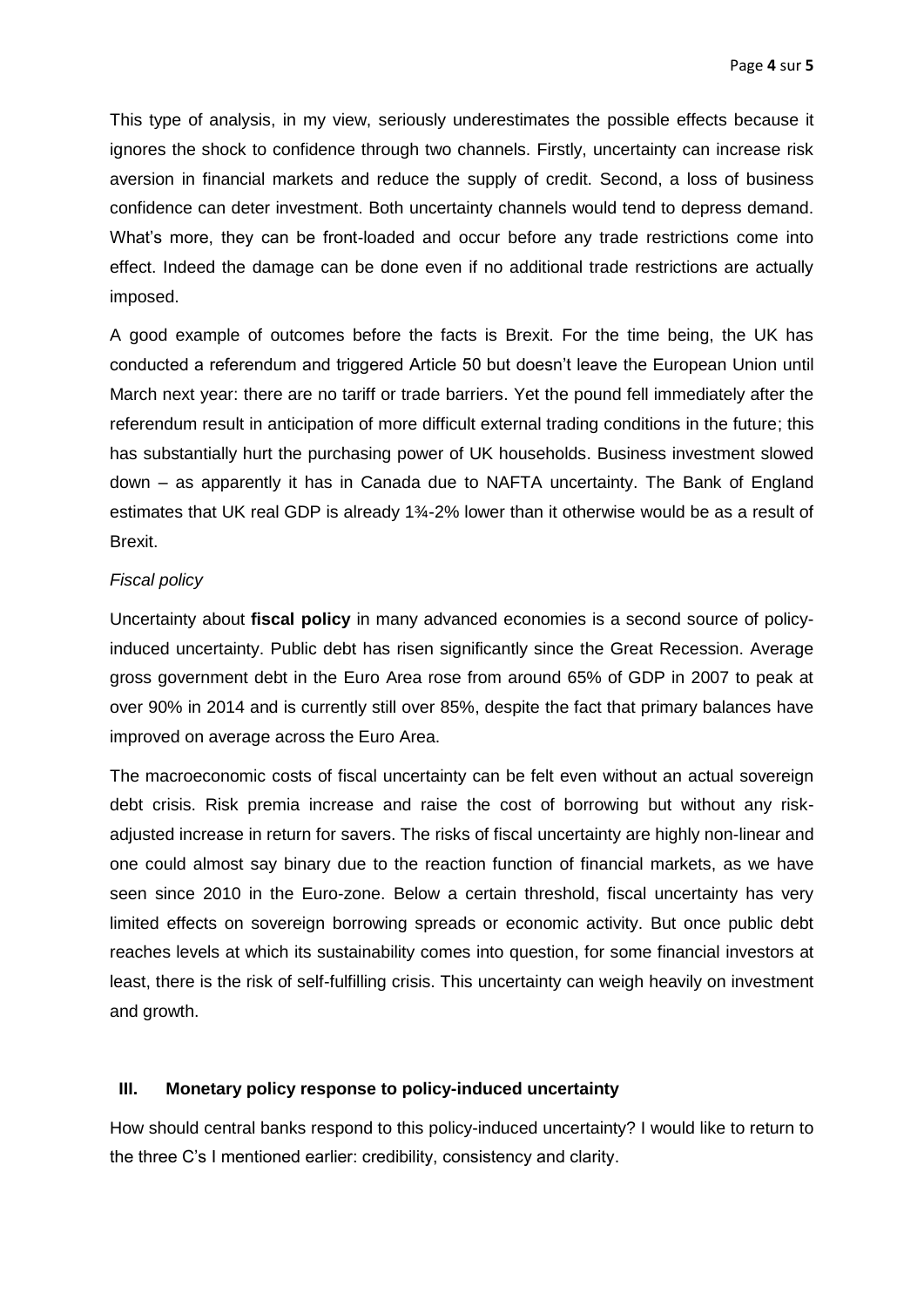This type of analysis, in my view, seriously underestimates the possible effects because it ignores the shock to confidence through two channels. Firstly, uncertainty can increase risk aversion in financial markets and reduce the supply of credit. Second, a loss of business confidence can deter investment. Both uncertainty channels would tend to depress demand. What's more, they can be front-loaded and occur before any trade restrictions come into effect. Indeed the damage can be done even if no additional trade restrictions are actually imposed.

A good example of outcomes before the facts is Brexit. For the time being, the UK has conducted a referendum and triggered Article 50 but doesn't leave the European Union until March next year: there are no tariff or trade barriers. Yet the pound fell immediately after the referendum result in anticipation of more difficult external trading conditions in the future; this has substantially hurt the purchasing power of UK households. Business investment slowed down – as apparently it has in Canada due to NAFTA uncertainty. The Bank of England estimates that UK real GDP is already 1¾-2% lower than it otherwise would be as a result of Brexit.

*Fiscal policy*

Uncertainty about **fiscal policy** in many advanced economies is a second source of policy-induced uncertainty. Public debt has risen significantly since the Great Recession. Average gross government debt in the Euro Area rose from around 65% of GDP in 2007 to peak at over 90% in 2014 and is currently still over 85%, despite the fact that primary balances have improved on average across the Euro Area.

The macroeconomic costs of fiscal uncertainty can be felt even without an actual sovereign debt crisis. Risk premia increase and raise the cost of borrowing but without any risk-adjusted increase in return for savers. The risks of fiscal uncertainty are highly non-linear and one could almost say binary due to the reaction function of financial markets, as we have seen since 2010 in the Euro-zone. Below a certain threshold, fiscal uncertainty has very limited effects on sovereign borrowing spreads or economic activity. But once public debt reaches levels at which its sustainability comes into question, for some financial investors at least, there is the risk of self-fulfilling crisis. This uncertainty can weigh heavily on investment and growth.

## III. Monetary policy response to policy-induced uncertainty

How should central banks respond to this policy-induced uncertainty? I would like to return to the three C's I mentioned earlier: credibility, consistency and clarity.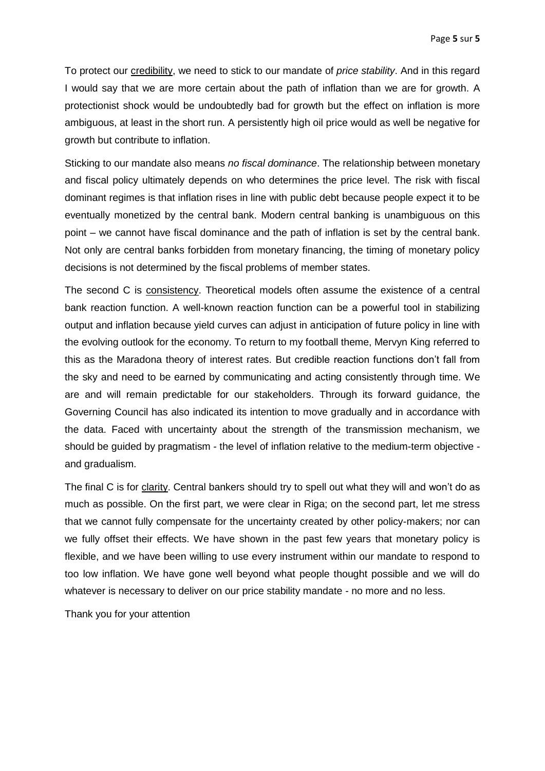To protect our credibility, we need to stick to our mandate of *price stability*. And in this regard I would say that we are more certain about the path of inflation than we are for growth. A protectionist shock would be undoubtedly bad for growth but the effect on inflation is more ambiguous, at least in the short run. A persistently high oil price would as well be negative for growth but contribute to inflation.

Sticking to our mandate also means *no fiscal dominance*. The relationship between monetary and fiscal policy ultimately depends on who determines the price level. The risk with fiscal dominant regimes is that inflation rises in line with public debt because people expect it to be eventually monetized by the central bank. Modern central banking is unambiguous on this point – we cannot have fiscal dominance and the path of inflation is set by the central bank. Not only are central banks forbidden from monetary financing, the timing of monetary policy decisions is not determined by the fiscal problems of member states.

The second C is consistency. Theoretical models often assume the existence of a central bank reaction function. A well-known reaction function can be a powerful tool in stabilizing output and inflation because yield curves can adjust in anticipation of future policy in line with the evolving outlook for the economy. To return to my football theme, Mervyn King referred to this as the Maradona theory of interest rates. But credible reaction functions don't fall from the sky and need to be earned by communicating and acting consistently through time. We are and will remain predictable for our stakeholders. Through its forward guidance, the Governing Council has also indicated its intention to move gradually and in accordance with the data. Faced with uncertainty about the strength of the transmission mechanism, we should be guided by pragmatism - the level of inflation relative to the medium-term objective - and gradualism.

The final C is for clarity. Central bankers should try to spell out what they will and won't do as much as possible. On the first part, we were clear in Riga; on the second part, let me stress that we cannot fully compensate for the uncertainty created by other policy-makers; nor can we fully offset their effects. We have shown in the past few years that monetary policy is flexible, and we have been willing to use every instrument within our mandate to respond to too low inflation. We have gone well beyond what people thought possible and we will do whatever is necessary to deliver on our price stability mandate - no more and no less.

Thank you for your attention